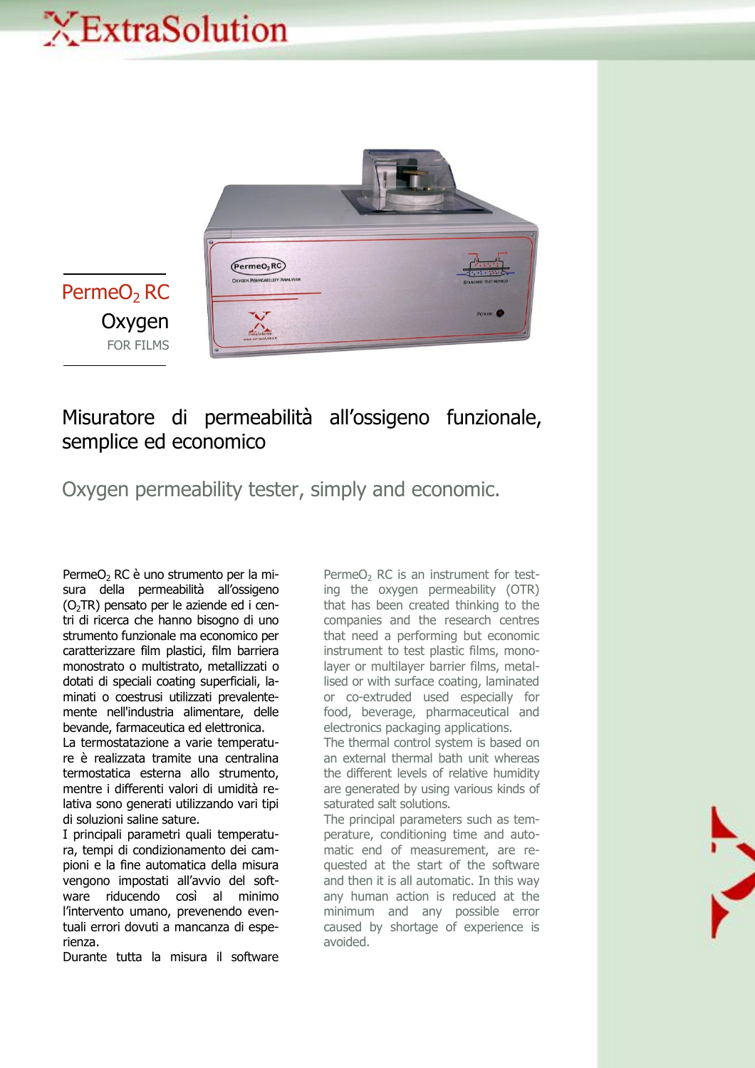# ExtraSolution

**$PermeO_2$ RC**

Oxygen

FOR FILMS

## Misuratore di permeabilità all'ossigeno funzionale, semplice ed economico

## Oxygen permeability tester, simply and economic.

$PermeO_2$ RC è uno strumento per la misura della permeabilità all'ossigeno ($O_2$TR) pensato per le aziende ed i centri di ricerca che hanno bisogno di uno strumento funzionale ma economico per caratterizzare film plastici, film barriera monostrato o multistrato, metallizzati o dotati di speciali coating superficiali, laminati o coestrusi utilizzati prevalentemente nell'industria alimentare, delle bevande, farmaceutica ed elettronica.
La termostatazione a varie temperature è realizzata tramite una centralina termostatica esterna allo strumento, mentre i differenti valori di umidità relativa sono generati utilizzando vari tipi di soluzioni saline sature.
I principali parametri quali temperatura, tempi di condizionamento dei campioni e la fine automatica della misura vengono impostati all'avvio del software riducendo così al minimo l'intervento umano, prevenendo eventuali errori dovuti a mancanza di esperienza.
Durante tutta la misura il software

$PermeO_2$ RC is an instrument for testing the oxygen permeability (OTR) that has been created thinking to the companies and the research centres that need a performing but economic instrument to test plastic films, monolayer or multilayer barrier films, metallised or with surface coating, laminated or co-extruded used especially for food, beverage, pharmaceutical and electronics packaging applications.
The thermal control system is based on an external thermal bath unit whereas the different levels of relative humidity are generated by using various kinds of saturated salt solutions.
The principal parameters such as temperature, conditioning time and automatic end of measurement, are requested at the start of the software and then it is all automatic. In this way any human action is reduced at the minimum and any possible error caused by shortage of experience is avoided.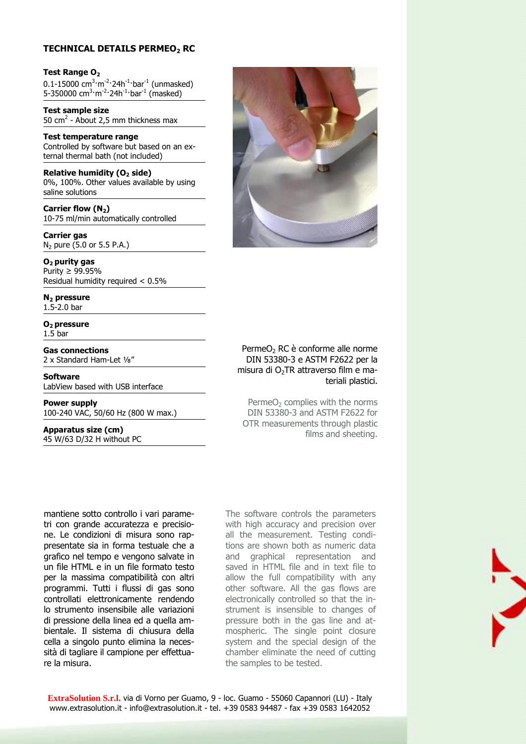## TECHNICAL DETAILS PERMEO$_2$ RC

**Test Range $O_2$**
0.1-15000 $cm^3 \cdot m^{-2} \cdot 24h^{-1} \cdot bar^{-1}$ (unmasked)
5-350000 $cm^3 \cdot m^{-2} \cdot 24h^{-1} \cdot bar^{-1}$ (masked)

**Test sample size**
50 $cm^2$ - About 2,5 mm thickness max

**Test temperature range**
Controlled by software but based on an external thermal bath (not included)

**Relative humidity ($O_2$ side)**
0%, 100%. Other values available by using saline solutions

**Carrier flow ($N_2$)**
10-75 ml/min automatically controlled

**Carrier gas**
$N_2$ pure (5.0 or 5.5 P.A.)

**$O_2$ purity gas**
Purity ≥ 99.95%
Residual humidity required < 0.5%

**$N_2$ pressure**
1.5-2.0 bar

**$O_2$ pressure**
1.5 bar

**Gas connections**
2 x Standard Ham-Let ⅛"

**Software**
LabView based with USB interface

**Power supply**
100-240 VAC, 50/60 Hz (800 W max.)

**Apparatus size (cm)**
45 W/63 D/32 H without PC

PermeO$_2$ RC è conforme alle norme DIN 53380-3 e ASTM F2622 per la misura di $O_2$TR attraverso film e materiali plastici.

PermeO$_2$ complies with the norms DIN 53380-3 and ASTM F2622 for OTR measurements through plastic films and sheeting.

mantiene sotto controllo i vari parametri con grande accuratezza e precisione. Le condizioni di misura sono rappresentate sia in forma testuale che a grafico nel tempo e vengono salvate in un file HTML e in un file formato testo per la massima compatibilità con altri programmi. Tutti i flussi di gas sono controllati elettronicamente rendendo lo strumento insensibile alle variazioni di pressione della linea ed a quella ambientale. Il sistema di chiusura della cella a singolo punto elimina la necessità di tagliare il campione per effettuare la misura.

The software controls the parameters with high accuracy and precision over all the measurement. Testing conditions are shown both as numeric data and graphical representation and saved in HTML file and in text file to allow the full compatibility with any other software. All the gas flows are electronically controlled so that the instrument is insensible to changes of pressure both in the gas line and atmospheric. The single point closure system and the special design of the chamber eliminate the need of cutting the samples to be tested.

**ExtraSolution S.r.l.** via di Vorno per Guamo, 9 - loc. Guamo - 55060 Capannori (LU) - Italy
www.extrasolution.it - info@extrasolution.it - tel. +39 0583 94487 - fax +39 0583 1642052